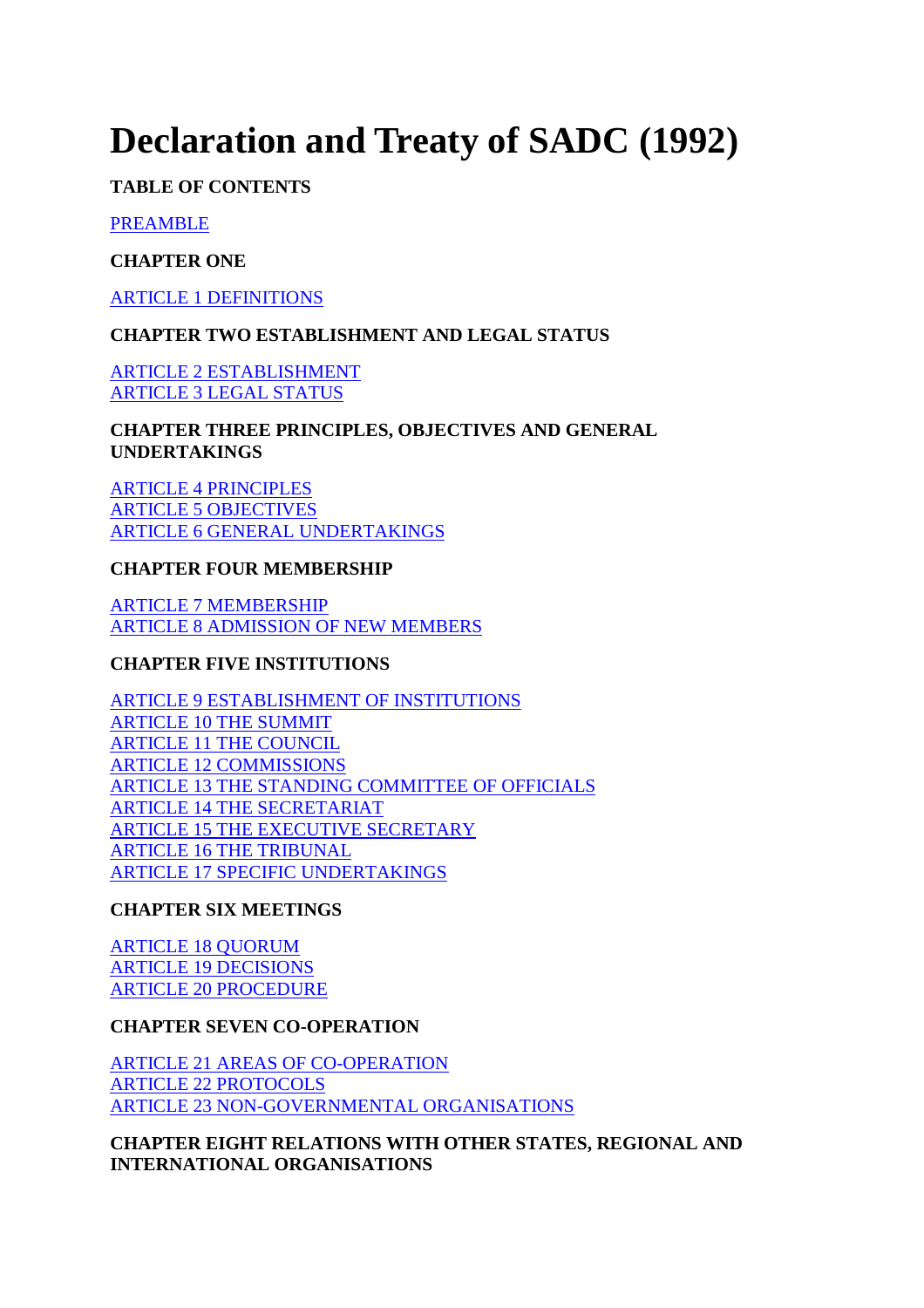# Declaration and Treaty of SADC (1992)

**TABLE OF CONTENTS**

PREAMBLE

**CHAPTER ONE**

ARTICLE 1 DEFINITIONS

**CHAPTER TWO ESTABLISHMENT AND LEGAL STATUS**

ARTICLE 2 ESTABLISHMENT
ARTICLE 3 LEGAL STATUS

**CHAPTER THREE PRINCIPLES, OBJECTIVES AND GENERAL UNDERTAKINGS**

ARTICLE 4 PRINCIPLES
ARTICLE 5 OBJECTIVES
ARTICLE 6 GENERAL UNDERTAKINGS

**CHAPTER FOUR MEMBERSHIP**

ARTICLE 7 MEMBERSHIP
ARTICLE 8 ADMISSION OF NEW MEMBERS

**CHAPTER FIVE INSTITUTIONS**

ARTICLE 9 ESTABLISHMENT OF INSTITUTIONS
ARTICLE 10 THE SUMMIT
ARTICLE 11 THE COUNCIL
ARTICLE 12 COMMISSIONS
ARTICLE 13 THE STANDING COMMITTEE OF OFFICIALS
ARTICLE 14 THE SECRETARIAT
ARTICLE 15 THE EXECUTIVE SECRETARY
ARTICLE 16 THE TRIBUNAL
ARTICLE 17 SPECIFIC UNDERTAKINGS

**CHAPTER SIX MEETINGS**

ARTICLE 18 QUORUM
ARTICLE 19 DECISIONS
ARTICLE 20 PROCEDURE

**CHAPTER SEVEN CO-OPERATION**

ARTICLE 21 AREAS OF CO-OPERATION
ARTICLE 22 PROTOCOLS
ARTICLE 23 NON-GOVERNMENTAL ORGANISATIONS

**CHAPTER EIGHT RELATIONS WITH OTHER STATES, REGIONAL AND INTERNATIONAL ORGANISATIONS**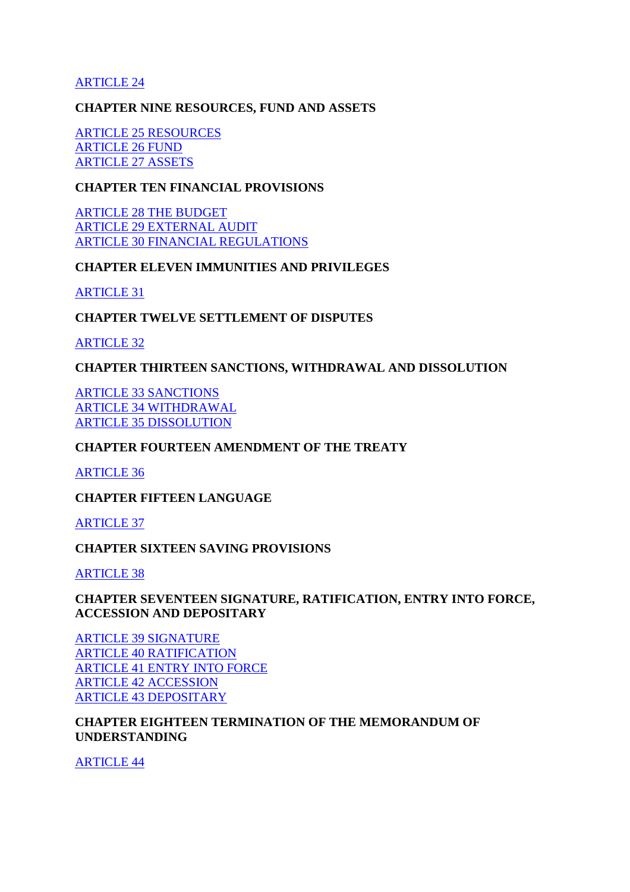ARTICLE 24

**CHAPTER NINE RESOURCES, FUND AND ASSETS**

ARTICLE 25 RESOURCES
ARTICLE 26 FUND
ARTICLE 27 ASSETS

**CHAPTER TEN FINANCIAL PROVISIONS**

ARTICLE 28 THE BUDGET
ARTICLE 29 EXTERNAL AUDIT
ARTICLE 30 FINANCIAL REGULATIONS

**CHAPTER ELEVEN IMMUNITIES AND PRIVILEGES**

ARTICLE 31

**CHAPTER TWELVE SETTLEMENT OF DISPUTES**

ARTICLE 32

**CHAPTER THIRTEEN SANCTIONS, WITHDRAWAL AND DISSOLUTION**

ARTICLE 33 SANCTIONS
ARTICLE 34 WITHDRAWAL
ARTICLE 35 DISSOLUTION

**CHAPTER FOURTEEN AMENDMENT OF THE TREATY**

ARTICLE 36

**CHAPTER FIFTEEN LANGUAGE**

ARTICLE 37

**CHAPTER SIXTEEN SAVING PROVISIONS**

ARTICLE 38

**CHAPTER SEVENTEEN SIGNATURE, RATIFICATION, ENTRY INTO FORCE, ACCESSION AND DEPOSITARY**

ARTICLE 39 SIGNATURE
ARTICLE 40 RATIFICATION
ARTICLE 41 ENTRY INTO FORCE
ARTICLE 42 ACCESSION
ARTICLE 43 DEPOSITARY

**CHAPTER EIGHTEEN TERMINATION OF THE MEMORANDUM OF UNDERSTANDING**

ARTICLE 44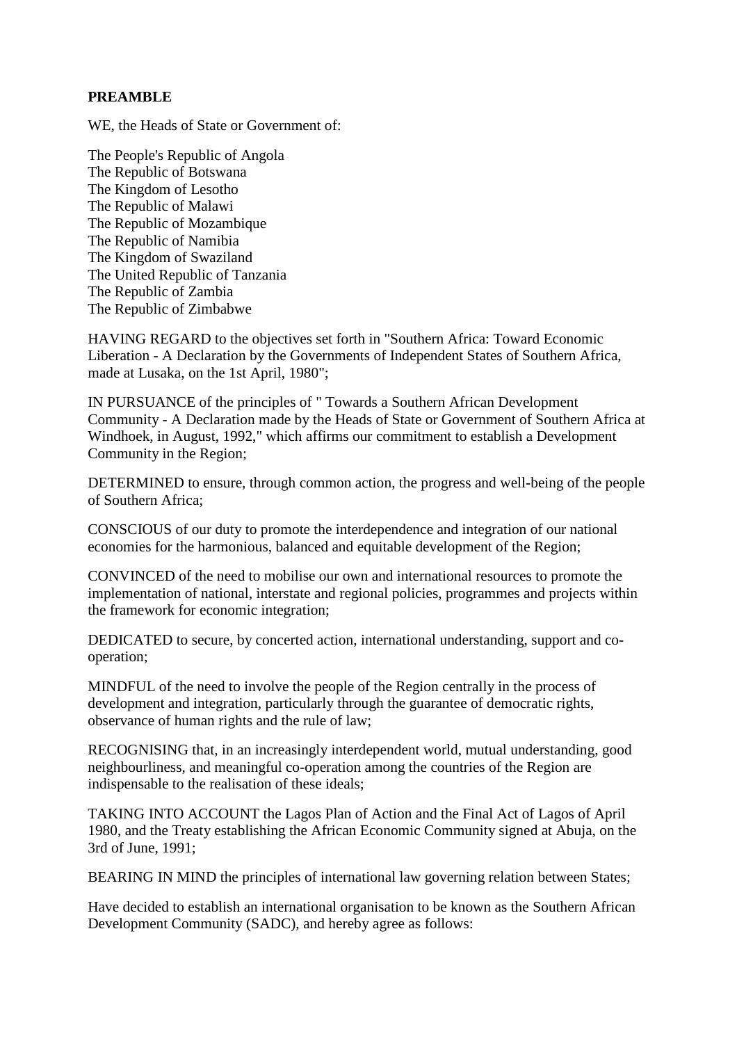**PREAMBLE**

WE, the Heads of State or Government of:

The People's Republic of Angola
The Republic of Botswana
The Kingdom of Lesotho
The Republic of Malawi
The Republic of Mozambique
The Republic of Namibia
The Kingdom of Swaziland
The United Republic of Tanzania
The Republic of Zambia
The Republic of Zimbabwe

HAVING REGARD to the objectives set forth in "Southern Africa: Toward Economic Liberation - A Declaration by the Governments of Independent States of Southern Africa, made at Lusaka, on the 1st April, 1980";

IN PURSUANCE of the principles of " Towards a Southern African Development Community - A Declaration made by the Heads of State or Government of Southern Africa at Windhoek, in August, 1992," which affirms our commitment to establish a Development Community in the Region;

DETERMINED to ensure, through common action, the progress and well-being of the people of Southern Africa;

CONSCIOUS of our duty to promote the interdependence and integration of our national economies for the harmonious, balanced and equitable development of the Region;

CONVINCED of the need to mobilise our own and international resources to promote the implementation of national, interstate and regional policies, programmes and projects within the framework for economic integration;

DEDICATED to secure, by concerted action, international understanding, support and co-operation;

MINDFUL of the need to involve the people of the Region centrally in the process of development and integration, particularly through the guarantee of democratic rights, observance of human rights and the rule of law;

RECOGNISING that, in an increasingly interdependent world, mutual understanding, good neighbourliness, and meaningful co-operation among the countries of the Region are indispensable to the realisation of these ideals;

TAKING INTO ACCOUNT the Lagos Plan of Action and the Final Act of Lagos of April 1980, and the Treaty establishing the African Economic Community signed at Abuja, on the 3rd of June, 1991;

BEARING IN MIND the principles of international law governing relation between States;

Have decided to establish an international organisation to be known as the Southern African Development Community (SADC), and hereby agree as follows: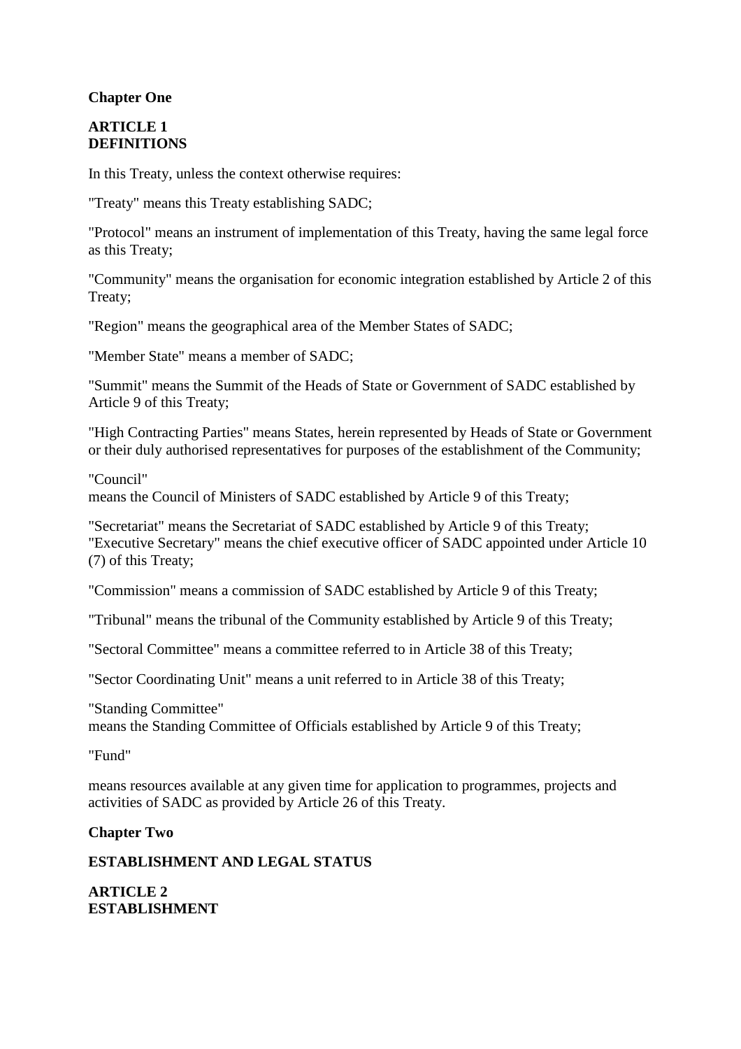**Chapter One**

**ARTICLE 1**
**DEFINITIONS**

In this Treaty, unless the context otherwise requires:

"Treaty" means this Treaty establishing SADC;

"Protocol" means an instrument of implementation of this Treaty, having the same legal force as this Treaty;

"Community" means the organisation for economic integration established by Article 2 of this Treaty;

"Region" means the geographical area of the Member States of SADC;

"Member State" means a member of SADC;

"Summit" means the Summit of the Heads of State or Government of SADC established by Article 9 of this Treaty;

"High Contracting Parties" means States, herein represented by Heads of State or Government or their duly authorised representatives for purposes of the establishment of the Community;

"Council"
means the Council of Ministers of SADC established by Article 9 of this Treaty;

"Secretariat" means the Secretariat of SADC established by Article 9 of this Treaty;
"Executive Secretary" means the chief executive officer of SADC appointed under Article 10 (7) of this Treaty;

"Commission" means a commission of SADC established by Article 9 of this Treaty;

"Tribunal" means the tribunal of the Community established by Article 9 of this Treaty;

"Sectoral Committee" means a committee referred to in Article 38 of this Treaty;

"Sector Coordinating Unit" means a unit referred to in Article 38 of this Treaty;

"Standing Committee"
means the Standing Committee of Officials established by Article 9 of this Treaty;

"Fund"

means resources available at any given time for application to programmes, projects and activities of SADC as provided by Article 26 of this Treaty.

**Chapter Two**

**ESTABLISHMENT AND LEGAL STATUS**

**ARTICLE 2**
**ESTABLISHMENT**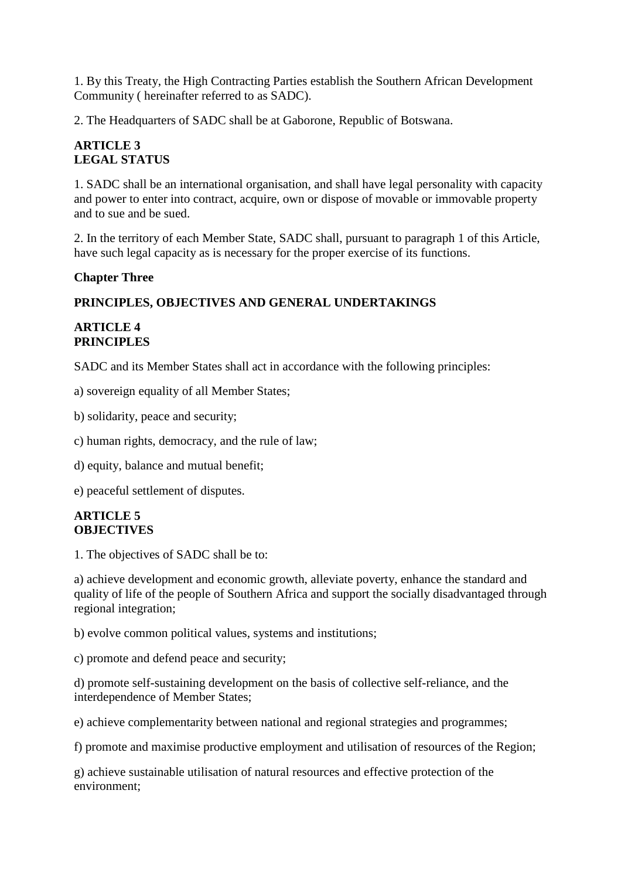1. By this Treaty, the High Contracting Parties establish the Southern African Development Community ( hereinafter referred to as SADC).

2. The Headquarters of SADC shall be at Gaborone, Republic of Botswana.

**ARTICLE 3**
**LEGAL STATUS**

1. SADC shall be an international organisation, and shall have legal personality with capacity and power to enter into contract, acquire, own or dispose of movable or immovable property and to sue and be sued.

2. In the territory of each Member State, SADC shall, pursuant to paragraph 1 of this Article, have such legal capacity as is necessary for the proper exercise of its functions.

## Chapter Three

## PRINCIPLES, OBJECTIVES AND GENERAL UNDERTAKINGS

**ARTICLE 4**
**PRINCIPLES**

SADC and its Member States shall act in accordance with the following principles:

a) sovereign equality of all Member States;

b) solidarity, peace and security;

c) human rights, democracy, and the rule of law;

d) equity, balance and mutual benefit;

e) peaceful settlement of disputes.

**ARTICLE 5**
**OBJECTIVES**

1. The objectives of SADC shall be to:

a) achieve development and economic growth, alleviate poverty, enhance the standard and quality of life of the people of Southern Africa and support the socially disadvantaged through regional integration;

b) evolve common political values, systems and institutions;

c) promote and defend peace and security;

d) promote self-sustaining development on the basis of collective self-reliance, and the interdependence of Member States;

e) achieve complementarity between national and regional strategies and programmes;

f) promote and maximise productive employment and utilisation of resources of the Region;

g) achieve sustainable utilisation of natural resources and effective protection of the environment;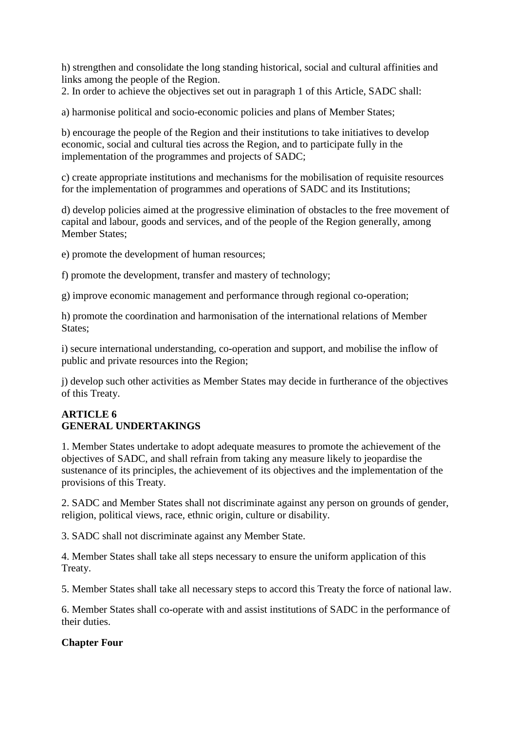h) strengthen and consolidate the long standing historical, social and cultural affinities and links among the people of the Region.

2. In order to achieve the objectives set out in paragraph 1 of this Article, SADC shall:

a) harmonise political and socio-economic policies and plans of Member States;

b) encourage the people of the Region and their institutions to take initiatives to develop economic, social and cultural ties across the Region, and to participate fully in the implementation of the programmes and projects of SADC;

c) create appropriate institutions and mechanisms for the mobilisation of requisite resources for the implementation of programmes and operations of SADC and its Institutions;

d) develop policies aimed at the progressive elimination of obstacles to the free movement of capital and labour, goods and services, and of the people of the Region generally, among Member States;

e) promote the development of human resources;

f) promote the development, transfer and mastery of technology;

g) improve economic management and performance through regional co-operation;

h) promote the coordination and harmonisation of the international relations of Member States;

i) secure international understanding, co-operation and support, and mobilise the inflow of public and private resources into the Region;

j) develop such other activities as Member States may decide in furtherance of the objectives of this Treaty.

**ARTICLE 6**
**GENERAL UNDERTAKINGS**

1. Member States undertake to adopt adequate measures to promote the achievement of the objectives of SADC, and shall refrain from taking any measure likely to jeopardise the sustenance of its principles, the achievement of its objectives and the implementation of the provisions of this Treaty.

2. SADC and Member States shall not discriminate against any person on grounds of gender, religion, political views, race, ethnic origin, culture or disability.

3. SADC shall not discriminate against any Member State.

4. Member States shall take all steps necessary to ensure the uniform application of this Treaty.

5. Member States shall take all necessary steps to accord this Treaty the force of national law.

6. Member States shall co-operate with and assist institutions of SADC in the performance of their duties.

**Chapter Four**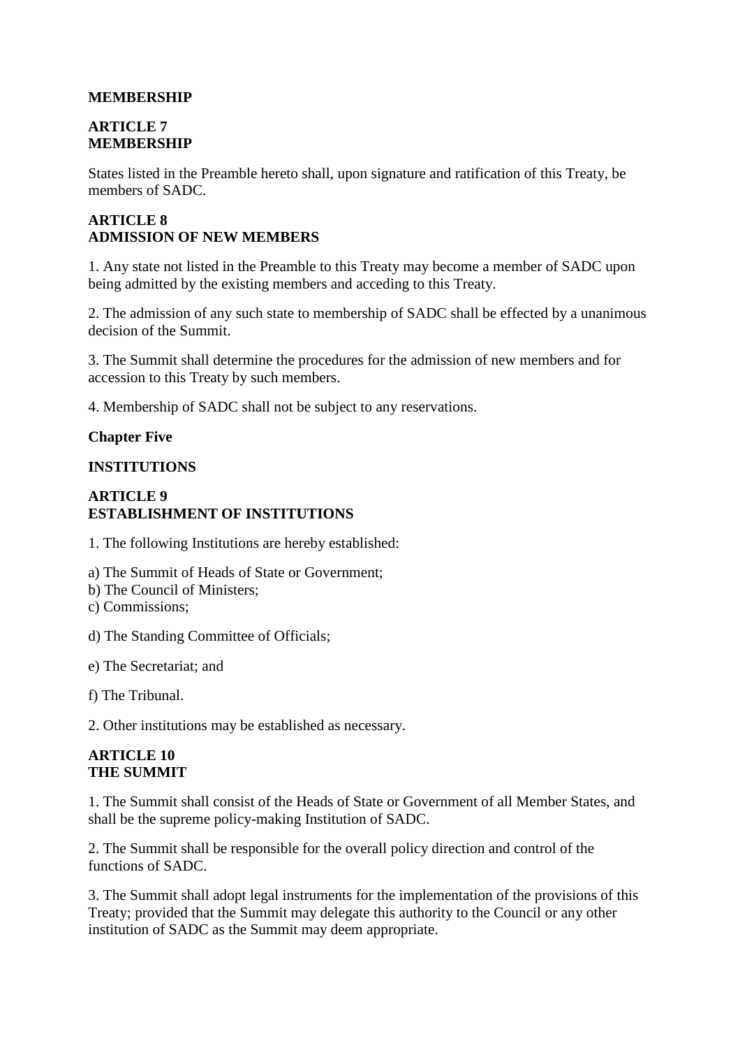**MEMBERSHIP**

**ARTICLE 7**
**MEMBERSHIP**

States listed in the Preamble hereto shall, upon signature and ratification of this Treaty, be members of SADC.

**ARTICLE 8**
**ADMISSION OF NEW MEMBERS**

1. Any state not listed in the Preamble to this Treaty may become a member of SADC upon being admitted by the existing members and acceding to this Treaty.

2. The admission of any such state to membership of SADC shall be effected by a unanimous decision of the Summit.

3. The Summit shall determine the procedures for the admission of new members and for accession to this Treaty by such members.

4. Membership of SADC shall not be subject to any reservations.

**Chapter Five**

**INSTITUTIONS**

**ARTICLE 9**
**ESTABLISHMENT OF INSTITUTIONS**

1. The following Institutions are hereby established:

a) The Summit of Heads of State or Government;
b) The Council of Ministers;
c) Commissions;

d) The Standing Committee of Officials;

e) The Secretariat; and

f) The Tribunal.

2. Other institutions may be established as necessary.

**ARTICLE 10**
**THE SUMMIT**

1. The Summit shall consist of the Heads of State or Government of all Member States, and shall be the supreme policy-making Institution of SADC.

2. The Summit shall be responsible for the overall policy direction and control of the functions of SADC.

3. The Summit shall adopt legal instruments for the implementation of the provisions of this Treaty; provided that the Summit may delegate this authority to the Council or any other institution of SADC as the Summit may deem appropriate.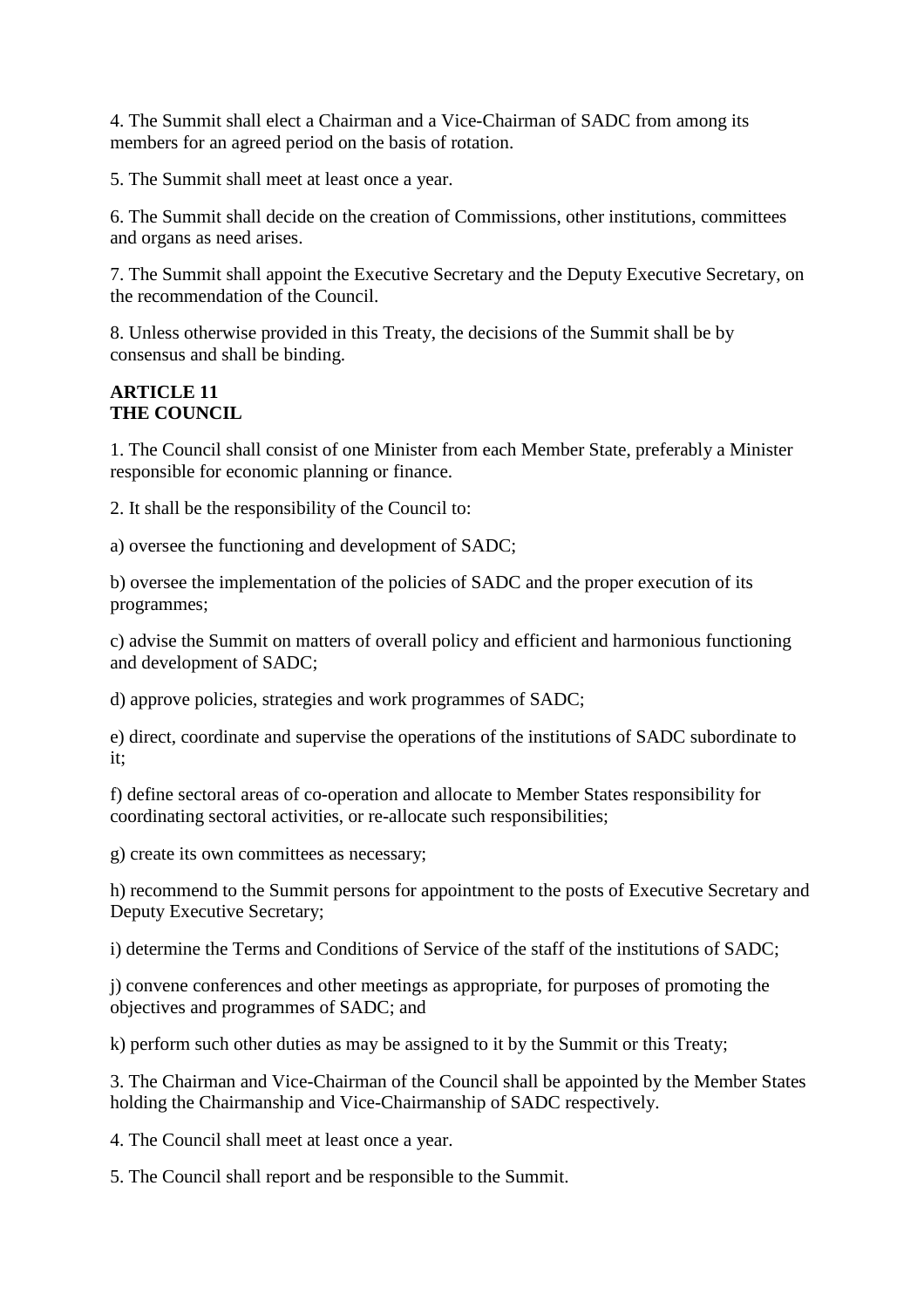4. The Summit shall elect a Chairman and a Vice-Chairman of SADC from among its members for an agreed period on the basis of rotation.

5. The Summit shall meet at least once a year.

6. The Summit shall decide on the creation of Commissions, other institutions, committees and organs as need arises.

7. The Summit shall appoint the Executive Secretary and the Deputy Executive Secretary, on the recommendation of the Council.

8. Unless otherwise provided in this Treaty, the decisions of the Summit shall be by consensus and shall be binding.

**ARTICLE 11**
**THE COUNCIL**

1. The Council shall consist of one Minister from each Member State, preferably a Minister responsible for economic planning or finance.

2. It shall be the responsibility of the Council to:

a) oversee the functioning and development of SADC;

b) oversee the implementation of the policies of SADC and the proper execution of its programmes;

c) advise the Summit on matters of overall policy and efficient and harmonious functioning and development of SADC;

d) approve policies, strategies and work programmes of SADC;

e) direct, coordinate and supervise the operations of the institutions of SADC subordinate to it;

f) define sectoral areas of co-operation and allocate to Member States responsibility for coordinating sectoral activities, or re-allocate such responsibilities;

g) create its own committees as necessary;

h) recommend to the Summit persons for appointment to the posts of Executive Secretary and Deputy Executive Secretary;

i) determine the Terms and Conditions of Service of the staff of the institutions of SADC;

j) convene conferences and other meetings as appropriate, for purposes of promoting the objectives and programmes of SADC; and

k) perform such other duties as may be assigned to it by the Summit or this Treaty;

3. The Chairman and Vice-Chairman of the Council shall be appointed by the Member States holding the Chairmanship and Vice-Chairmanship of SADC respectively.

4. The Council shall meet at least once a year.

5. The Council shall report and be responsible to the Summit.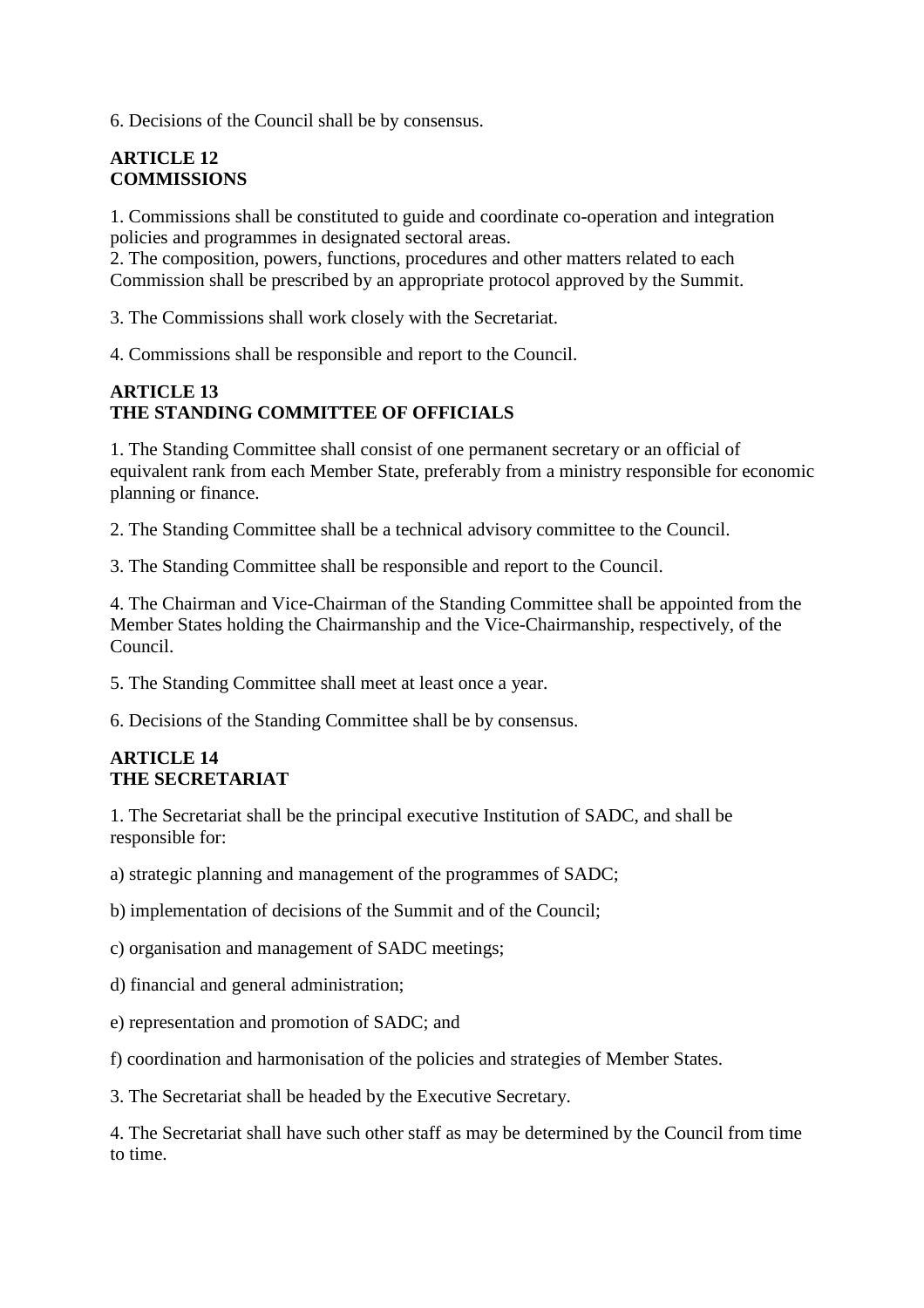6. Decisions of the Council shall be by consensus.

**ARTICLE 12**
**COMMISSIONS**

1. Commissions shall be constituted to guide and coordinate co-operation and integration policies and programmes in designated sectoral areas.
2. The composition, powers, functions, procedures and other matters related to each Commission shall be prescribed by an appropriate protocol approved by the Summit.

3. The Commissions shall work closely with the Secretariat.

4. Commissions shall be responsible and report to the Council.

**ARTICLE 13**
**THE STANDING COMMITTEE OF OFFICIALS**

1. The Standing Committee shall consist of one permanent secretary or an official of equivalent rank from each Member State, preferably from a ministry responsible for economic planning or finance.

2. The Standing Committee shall be a technical advisory committee to the Council.

3. The Standing Committee shall be responsible and report to the Council.

4. The Chairman and Vice-Chairman of the Standing Committee shall be appointed from the Member States holding the Chairmanship and the Vice-Chairmanship, respectively, of the Council.

5. The Standing Committee shall meet at least once a year.

6. Decisions of the Standing Committee shall be by consensus.

**ARTICLE 14**
**THE SECRETARIAT**

1. The Secretariat shall be the principal executive Institution of SADC, and shall be responsible for:

a) strategic planning and management of the programmes of SADC;

b) implementation of decisions of the Summit and of the Council;

c) organisation and management of SADC meetings;

d) financial and general administration;

e) representation and promotion of SADC; and

f) coordination and harmonisation of the policies and strategies of Member States.

3. The Secretariat shall be headed by the Executive Secretary.

4. The Secretariat shall have such other staff as may be determined by the Council from time to time.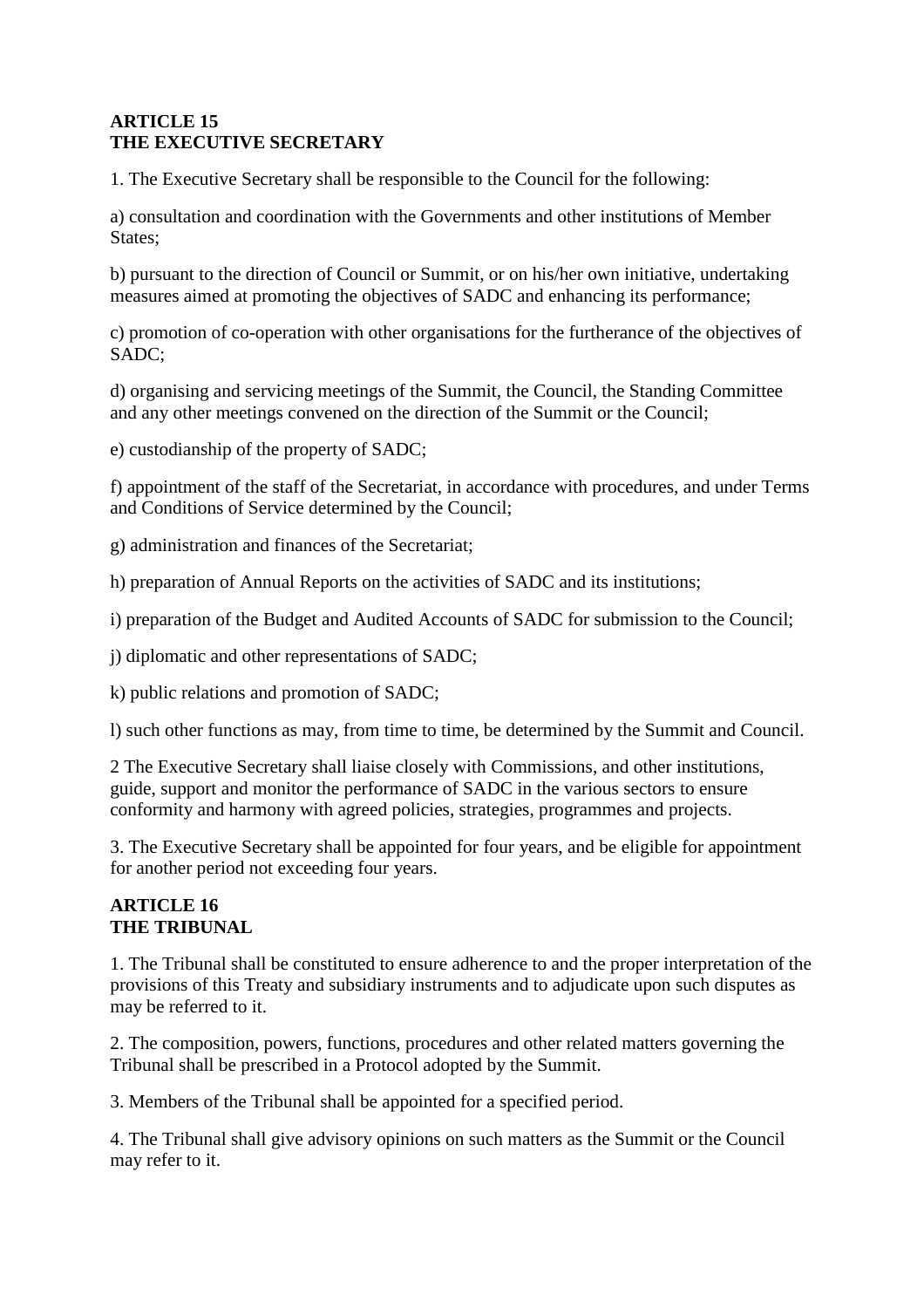**ARTICLE 15**
**THE EXECUTIVE SECRETARY**

1. The Executive Secretary shall be responsible to the Council for the following:

a) consultation and coordination with the Governments and other institutions of Member States;

b) pursuant to the direction of Council or Summit, or on his/her own initiative, undertaking measures aimed at promoting the objectives of SADC and enhancing its performance;

c) promotion of co-operation with other organisations for the furtherance of the objectives of SADC;

d) organising and servicing meetings of the Summit, the Council, the Standing Committee and any other meetings convened on the direction of the Summit or the Council;

e) custodianship of the property of SADC;

f) appointment of the staff of the Secretariat, in accordance with procedures, and under Terms and Conditions of Service determined by the Council;

g) administration and finances of the Secretariat;

h) preparation of Annual Reports on the activities of SADC and its institutions;

i) preparation of the Budget and Audited Accounts of SADC for submission to the Council;

j) diplomatic and other representations of SADC;

k) public relations and promotion of SADC;

l) such other functions as may, from time to time, be determined by the Summit and Council.

2 The Executive Secretary shall liaise closely with Commissions, and other institutions, guide, support and monitor the performance of SADC in the various sectors to ensure conformity and harmony with agreed policies, strategies, programmes and projects.

3. The Executive Secretary shall be appointed for four years, and be eligible for appointment for another period not exceeding four years.

**ARTICLE 16**
**THE TRIBUNAL**

1. The Tribunal shall be constituted to ensure adherence to and the proper interpretation of the provisions of this Treaty and subsidiary instruments and to adjudicate upon such disputes as may be referred to it.

2. The composition, powers, functions, procedures and other related matters governing the Tribunal shall be prescribed in a Protocol adopted by the Summit.

3. Members of the Tribunal shall be appointed for a specified period.

4. The Tribunal shall give advisory opinions on such matters as the Summit or the Council may refer to it.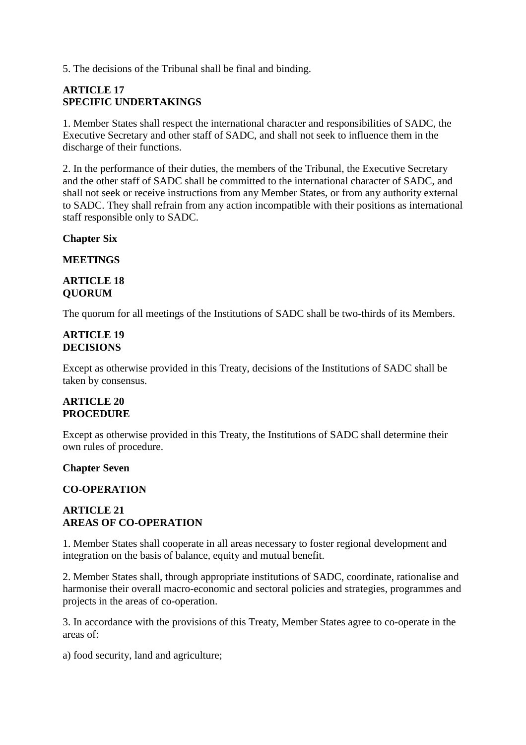5. The decisions of the Tribunal shall be final and binding.

**ARTICLE 17**
**SPECIFIC UNDERTAKINGS**

1. Member States shall respect the international character and responsibilities of SADC, the Executive Secretary and other staff of SADC, and shall not seek to influence them in the discharge of their functions.

2. In the performance of their duties, the members of the Tribunal, the Executive Secretary and the other staff of SADC shall be committed to the international character of SADC, and shall not seek or receive instructions from any Member States, or from any authority external to SADC. They shall refrain from any action incompatible with their positions as international staff responsible only to SADC.

## Chapter Six

## MEETINGS

**ARTICLE 18**
**QUORUM**

The quorum for all meetings of the Institutions of SADC shall be two-thirds of its Members.

**ARTICLE 19**
**DECISIONS**

Except as otherwise provided in this Treaty, decisions of the Institutions of SADC shall be taken by consensus.

**ARTICLE 20**
**PROCEDURE**

Except as otherwise provided in this Treaty, the Institutions of SADC shall determine their own rules of procedure.

## Chapter Seven

## CO-OPERATION

**ARTICLE 21**
**AREAS OF CO-OPERATION**

1. Member States shall cooperate in all areas necessary to foster regional development and integration on the basis of balance, equity and mutual benefit.

2. Member States shall, through appropriate institutions of SADC, coordinate, rationalise and harmonise their overall macro-economic and sectoral policies and strategies, programmes and projects in the areas of co-operation.

3. In accordance with the provisions of this Treaty, Member States agree to co-operate in the areas of:

a) food security, land and agriculture;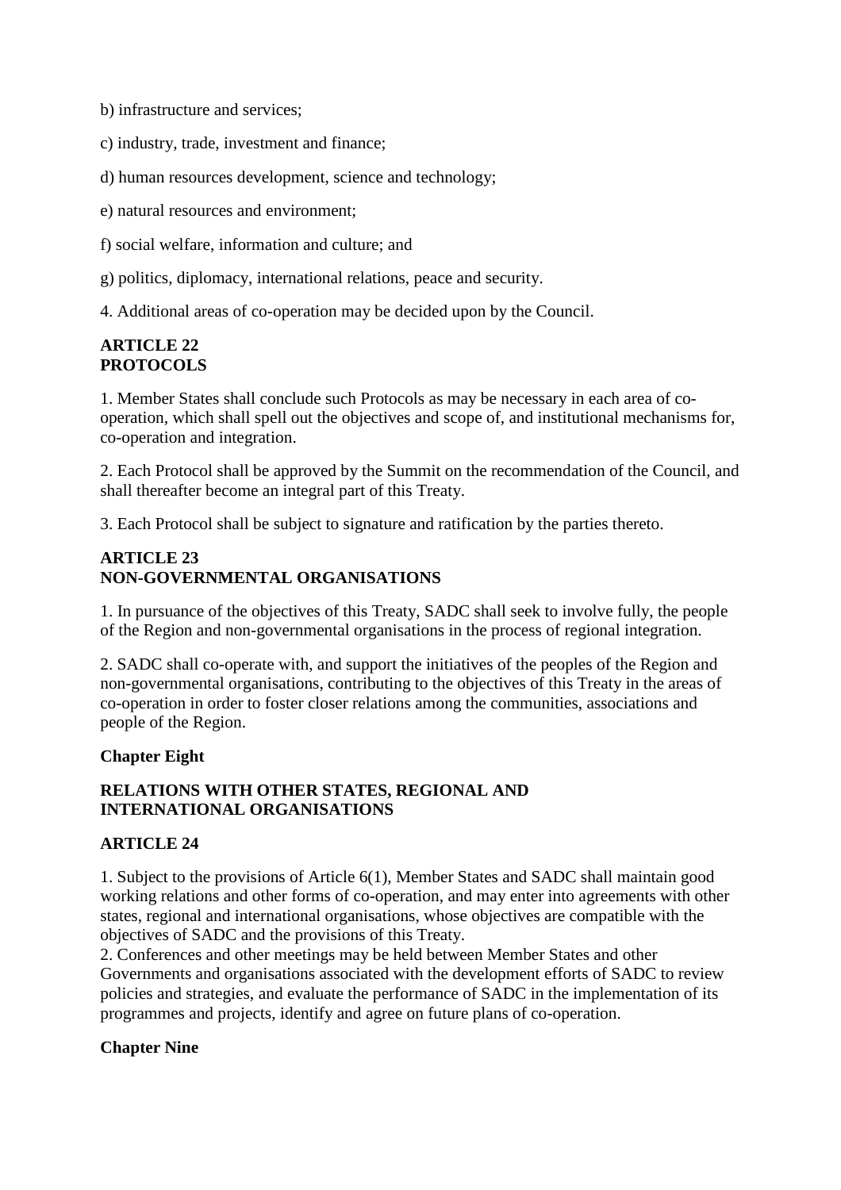b) infrastructure and services;

c) industry, trade, investment and finance;

d) human resources development, science and technology;

e) natural resources and environment;

f) social welfare, information and culture; and

g) politics, diplomacy, international relations, peace and security.

4. Additional areas of co-operation may be decided upon by the Council.

**ARTICLE 22**
**PROTOCOLS**

1. Member States shall conclude such Protocols as may be necessary in each area of co-operation, which shall spell out the objectives and scope of, and institutional mechanisms for, co-operation and integration.

2. Each Protocol shall be approved by the Summit on the recommendation of the Council, and shall thereafter become an integral part of this Treaty.

3. Each Protocol shall be subject to signature and ratification by the parties thereto.

**ARTICLE 23**
**NON-GOVERNMENTAL ORGANISATIONS**

1. In pursuance of the objectives of this Treaty, SADC shall seek to involve fully, the people of the Region and non-governmental organisations in the process of regional integration.

2. SADC shall co-operate with, and support the initiatives of the peoples of the Region and non-governmental organisations, contributing to the objectives of this Treaty in the areas of co-operation in order to foster closer relations among the communities, associations and people of the Region.

**Chapter Eight**

**RELATIONS WITH OTHER STATES, REGIONAL AND INTERNATIONAL ORGANISATIONS**

**ARTICLE 24**

1. Subject to the provisions of Article 6(1), Member States and SADC shall maintain good working relations and other forms of co-operation, and may enter into agreements with other states, regional and international organisations, whose objectives are compatible with the objectives of SADC and the provisions of this Treaty.
2. Conferences and other meetings may be held between Member States and other Governments and organisations associated with the development efforts of SADC to review policies and strategies, and evaluate the performance of SADC in the implementation of its programmes and projects, identify and agree on future plans of co-operation.

**Chapter Nine**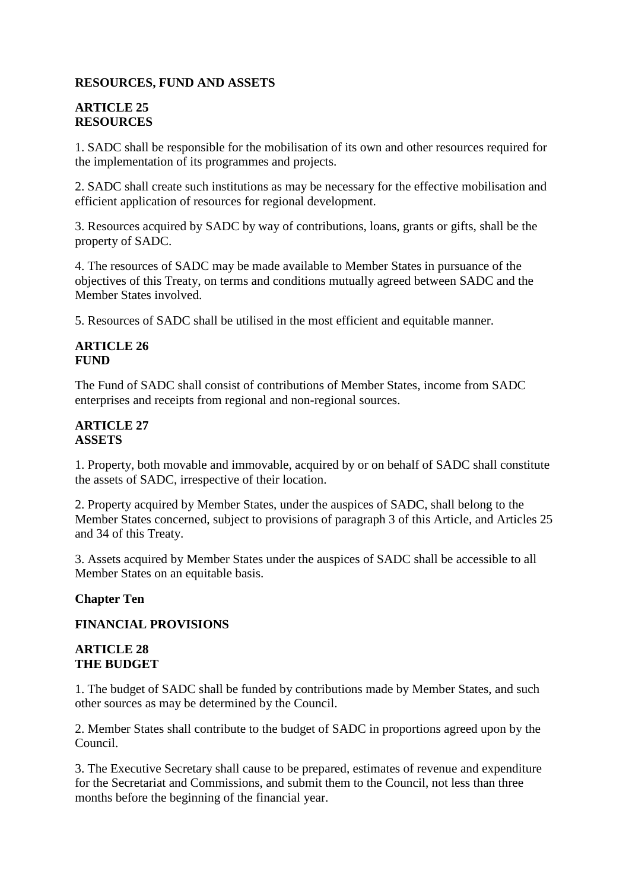**RESOURCES, FUND AND ASSETS**

## ARTICLE 25
## RESOURCES

1. SADC shall be responsible for the mobilisation of its own and other resources required for the implementation of its programmes and projects.

2. SADC shall create such institutions as may be necessary for the effective mobilisation and efficient application of resources for regional development.

3. Resources acquired by SADC by way of contributions, loans, grants or gifts, shall be the property of SADC.

4. The resources of SADC may be made available to Member States in pursuance of the objectives of this Treaty, on terms and conditions mutually agreed between SADC and the Member States involved.

5. Resources of SADC shall be utilised in the most efficient and equitable manner.

## ARTICLE 26
## FUND

The Fund of SADC shall consist of contributions of Member States, income from SADC enterprises and receipts from regional and non-regional sources.

## ARTICLE 27
## ASSETS

1. Property, both movable and immovable, acquired by or on behalf of SADC shall constitute the assets of SADC, irrespective of their location.

2. Property acquired by Member States, under the auspices of SADC, shall belong to the Member States concerned, subject to provisions of paragraph 3 of this Article, and Articles 25 and 34 of this Treaty.

3. Assets acquired by Member States under the auspices of SADC shall be accessible to all Member States on an equitable basis.

# Chapter Ten

# FINANCIAL PROVISIONS

## ARTICLE 28
## THE BUDGET

1. The budget of SADC shall be funded by contributions made by Member States, and such other sources as may be determined by the Council.

2. Member States shall contribute to the budget of SADC in proportions agreed upon by the Council.

3. The Executive Secretary shall cause to be prepared, estimates of revenue and expenditure for the Secretariat and Commissions, and submit them to the Council, not less than three months before the beginning of the financial year.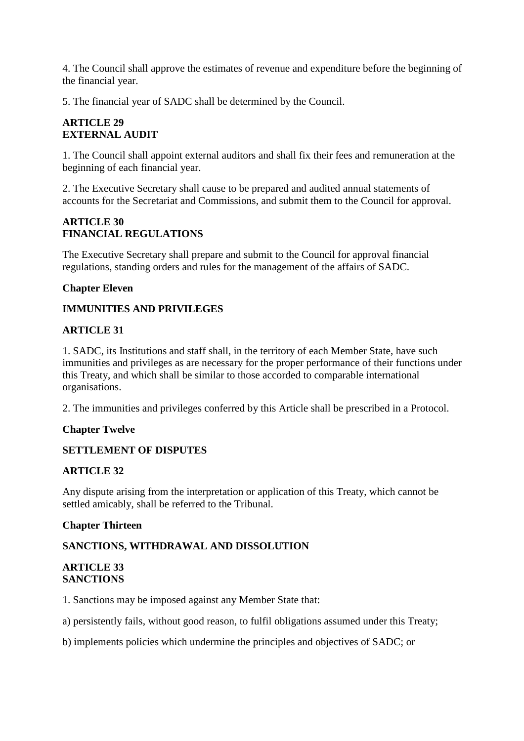4. The Council shall approve the estimates of revenue and expenditure before the beginning of the financial year.

5. The financial year of SADC shall be determined by the Council.

**ARTICLE 29**
**EXTERNAL AUDIT**

1. The Council shall appoint external auditors and shall fix their fees and remuneration at the beginning of each financial year.

2. The Executive Secretary shall cause to be prepared and audited annual statements of accounts for the Secretariat and Commissions, and submit them to the Council for approval.

**ARTICLE 30**
**FINANCIAL REGULATIONS**

The Executive Secretary shall prepare and submit to the Council for approval financial regulations, standing orders and rules for the management of the affairs of SADC.

**Chapter Eleven**

**IMMUNITIES AND PRIVILEGES**

**ARTICLE 31**

1. SADC, its Institutions and staff shall, in the territory of each Member State, have such immunities and privileges as are necessary for the proper performance of their functions under this Treaty, and which shall be similar to those accorded to comparable international organisations.

2. The immunities and privileges conferred by this Article shall be prescribed in a Protocol.

**Chapter Twelve**

**SETTLEMENT OF DISPUTES**

**ARTICLE 32**

Any dispute arising from the interpretation or application of this Treaty, which cannot be settled amicably, shall be referred to the Tribunal.

**Chapter Thirteen**

**SANCTIONS, WITHDRAWAL AND DISSOLUTION**

**ARTICLE 33**
**SANCTIONS**

1. Sanctions may be imposed against any Member State that:

a) persistently fails, without good reason, to fulfil obligations assumed under this Treaty;

b) implements policies which undermine the principles and objectives of SADC; or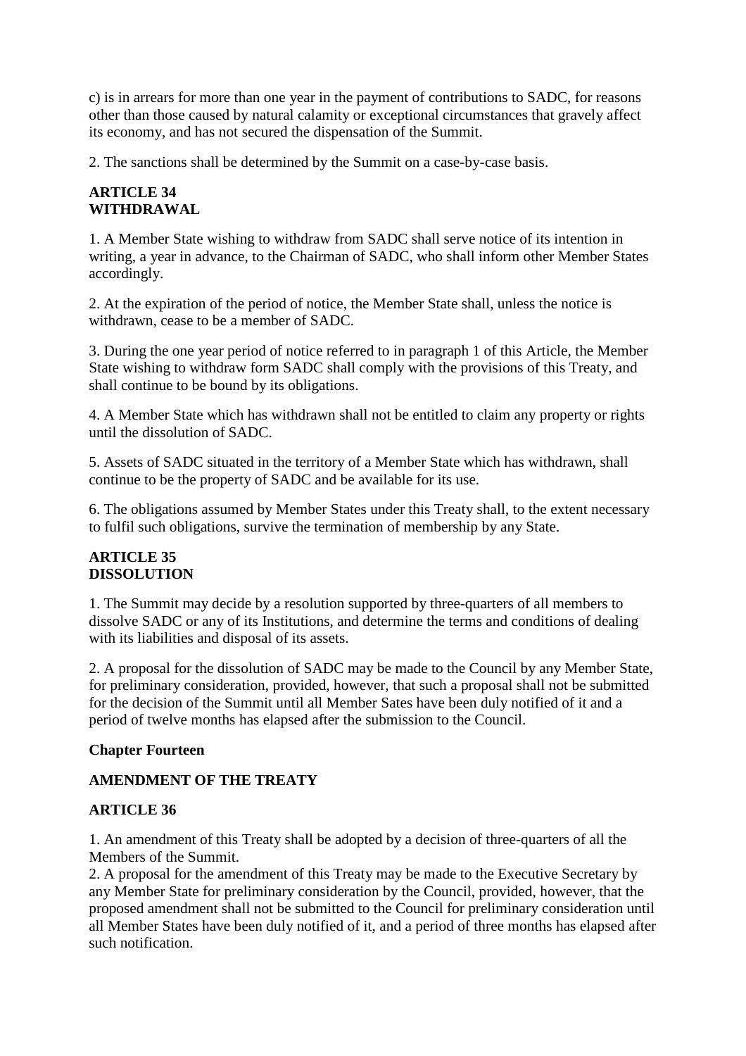c) is in arrears for more than one year in the payment of contributions to SADC, for reasons other than those caused by natural calamity or exceptional circumstances that gravely affect its economy, and has not secured the dispensation of the Summit.

2. The sanctions shall be determined by the Summit on a case-by-case basis.

**ARTICLE 34**
**WITHDRAWAL**

1. A Member State wishing to withdraw from SADC shall serve notice of its intention in writing, a year in advance, to the Chairman of SADC, who shall inform other Member States accordingly.

2. At the expiration of the period of notice, the Member State shall, unless the notice is withdrawn, cease to be a member of SADC.

3. During the one year period of notice referred to in paragraph 1 of this Article, the Member State wishing to withdraw form SADC shall comply with the provisions of this Treaty, and shall continue to be bound by its obligations.

4. A Member State which has withdrawn shall not be entitled to claim any property or rights until the dissolution of SADC.

5. Assets of SADC situated in the territory of a Member State which has withdrawn, shall continue to be the property of SADC and be available for its use.

6. The obligations assumed by Member States under this Treaty shall, to the extent necessary to fulfil such obligations, survive the termination of membership by any State.

**ARTICLE 35**
**DISSOLUTION**

1. The Summit may decide by a resolution supported by three-quarters of all members to dissolve SADC or any of its Institutions, and determine the terms and conditions of dealing with its liabilities and disposal of its assets.

2. A proposal for the dissolution of SADC may be made to the Council by any Member State, for preliminary consideration, provided, however, that such a proposal shall not be submitted for the decision of the Summit until all Member Sates have been duly notified of it and a period of twelve months has elapsed after the submission to the Council.

**Chapter Fourteen**

**AMENDMENT OF THE TREATY**

**ARTICLE 36**

1. An amendment of this Treaty shall be adopted by a decision of three-quarters of all the Members of the Summit.
2. A proposal for the amendment of this Treaty may be made to the Executive Secretary by any Member State for preliminary consideration by the Council, provided, however, that the proposed amendment shall not be submitted to the Council for preliminary consideration until all Member States have been duly notified of it, and a period of three months has elapsed after such notification.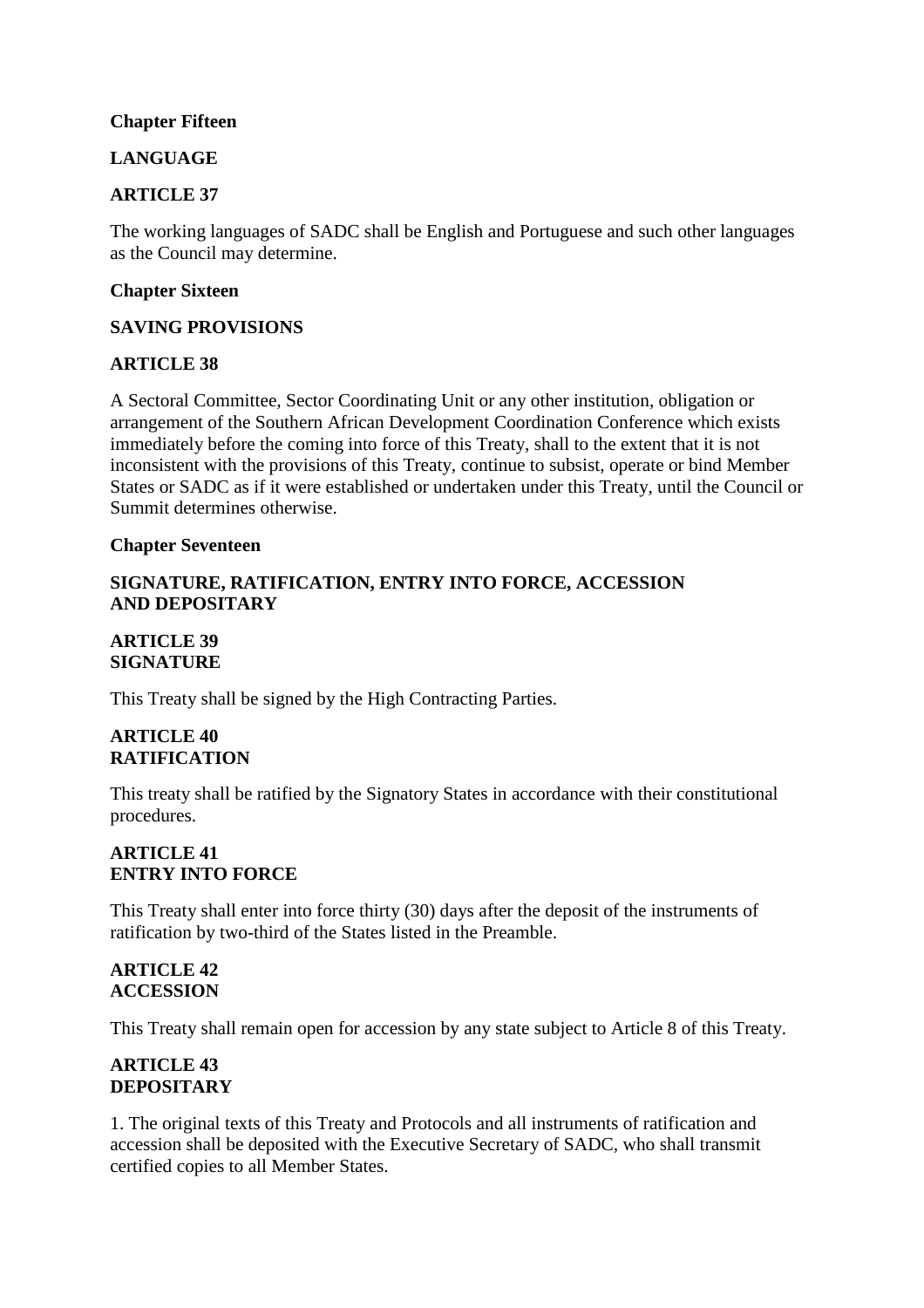**Chapter Fifteen**

**LANGUAGE**

**ARTICLE 37**

The working languages of SADC shall be English and Portuguese and such other languages as the Council may determine.

**Chapter Sixteen**

**SAVING PROVISIONS**

**ARTICLE 38**

A Sectoral Committee, Sector Coordinating Unit or any other institution, obligation or arrangement of the Southern African Development Coordination Conference which exists immediately before the coming into force of this Treaty, shall to the extent that it is not inconsistent with the provisions of this Treaty, continue to subsist, operate or bind Member States or SADC as if it were established or undertaken under this Treaty, until the Council or Summit determines otherwise.

**Chapter Seventeen**

**SIGNATURE, RATIFICATION, ENTRY INTO FORCE, ACCESSION AND DEPOSITARY**

**ARTICLE 39**
**SIGNATURE**

This Treaty shall be signed by the High Contracting Parties.

**ARTICLE 40**
**RATIFICATION**

This treaty shall be ratified by the Signatory States in accordance with their constitutional procedures.

**ARTICLE 41**
**ENTRY INTO FORCE**

This Treaty shall enter into force thirty (30) days after the deposit of the instruments of ratification by two-third of the States listed in the Preamble.

**ARTICLE 42**
**ACCESSION**

This Treaty shall remain open for accession by any state subject to Article 8 of this Treaty.

**ARTICLE 43**
**DEPOSITARY**

1. The original texts of this Treaty and Protocols and all instruments of ratification and accession shall be deposited with the Executive Secretary of SADC, who shall transmit certified copies to all Member States.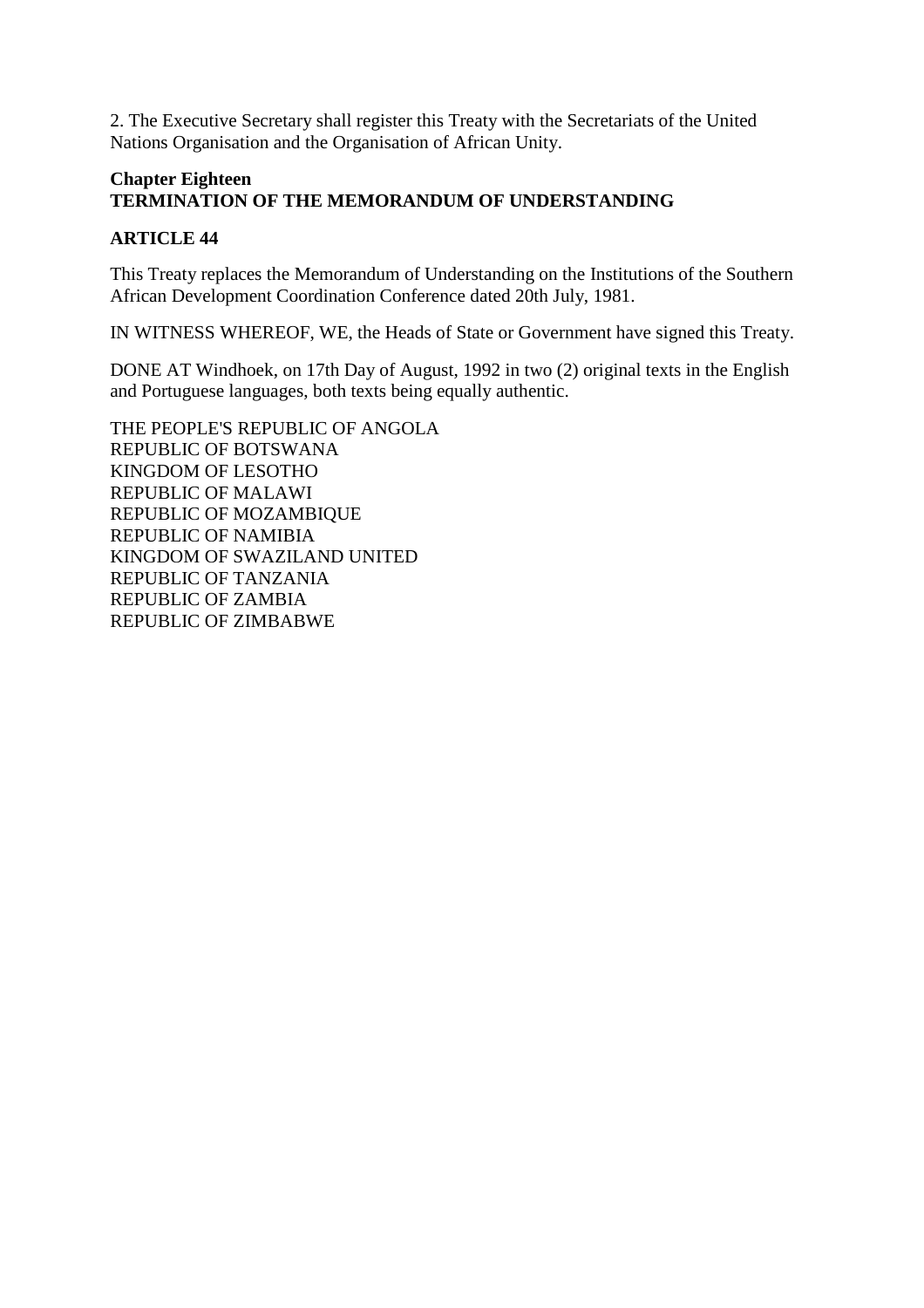2. The Executive Secretary shall register this Treaty with the Secretariats of the United Nations Organisation and the Organisation of African Unity.

**Chapter Eighteen**
**TERMINATION OF THE MEMORANDUM OF UNDERSTANDING**

**ARTICLE 44**

This Treaty replaces the Memorandum of Understanding on the Institutions of the Southern African Development Coordination Conference dated 20th July, 1981.

IN WITNESS WHEREOF, WE, the Heads of State or Government have signed this Treaty.

DONE AT Windhoek, on 17th Day of August, 1992 in two (2) original texts in the English and Portuguese languages, both texts being equally authentic.

THE PEOPLE'S REPUBLIC OF ANGOLA
REPUBLIC OF BOTSWANA
KINGDOM OF LESOTHO
REPUBLIC OF MALAWI
REPUBLIC OF MOZAMBIQUE
REPUBLIC OF NAMIBIA
KINGDOM OF SWAZILAND UNITED
REPUBLIC OF TANZANIA
REPUBLIC OF ZAMBIA
REPUBLIC OF ZIMBABWE